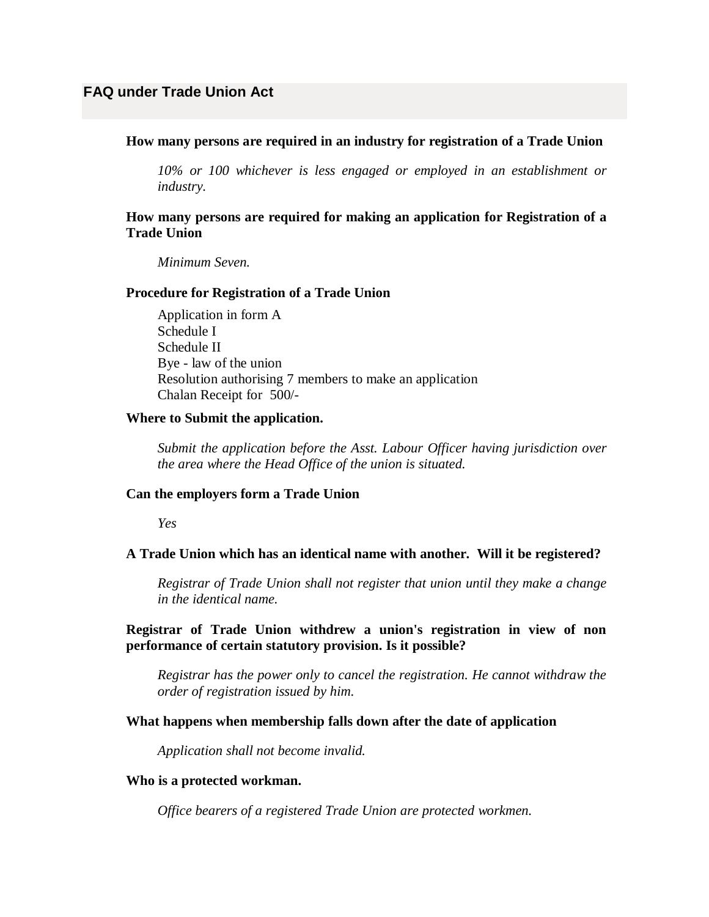## FAQ under Trade Union Act

**How many persons are required in an industry for registration of a Trade Union**

*10% or 100 whichever is less engaged or employed in an establishment or industry.*

**How many persons are required for making an application for Registration of a Trade Union**

*Minimum Seven.*

**Procedure for Registration of a Trade Union**

Application in form A  
Schedule I  
Schedule II  
Bye - law of the union  
Resolution authorising 7 members to make an application  
Chalan Receipt for 500/-

**Where to Submit the application.**

*Submit the application before the Asst. Labour Officer having jurisdiction over the area where the Head Office of the union is situated.*

**Can the employers form a Trade Union**

*Yes*

**A Trade Union which has an identical name with another. Will it be registered?**

*Registrar of Trade Union shall not register that union until they make a change in the identical name.*

**Registrar of Trade Union withdrew a union's registration in view of non performance of certain statutory provision. Is it possible?**

*Registrar has the power only to cancel the registration. He cannot withdraw the order of registration issued by him.*

**What happens when membership falls down after the date of application**

*Application shall not become invalid.*

**Who is a protected workman.**

*Office bearers of a registered Trade Union are protected workmen.*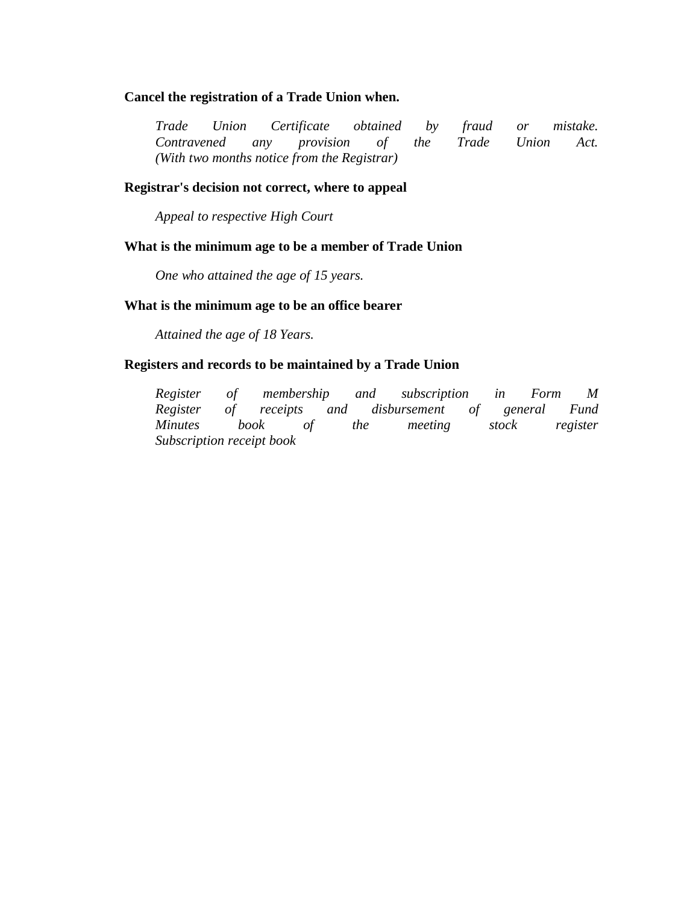**Cancel the registration of a Trade Union when.**

*Trade Union Certificate obtained by fraud or mistake.*
*Contravened any provision of the Trade Union Act.*
*(With two months notice from the Registrar)*

**Registrar's decision not correct, where to appeal**

*Appeal to respective High Court*

**What is the minimum age to be a member of Trade Union**

*One who attained the age of 15 years.*

**What is the minimum age to be an office bearer**

*Attained the age of 18 Years.*

**Registers and records to be maintained by a Trade Union**

*Register of membership and subscription in Form M*
*Register of receipts and disbursement of general Fund*
*Minutes book of the meeting stock register*
*Subscription receipt book*